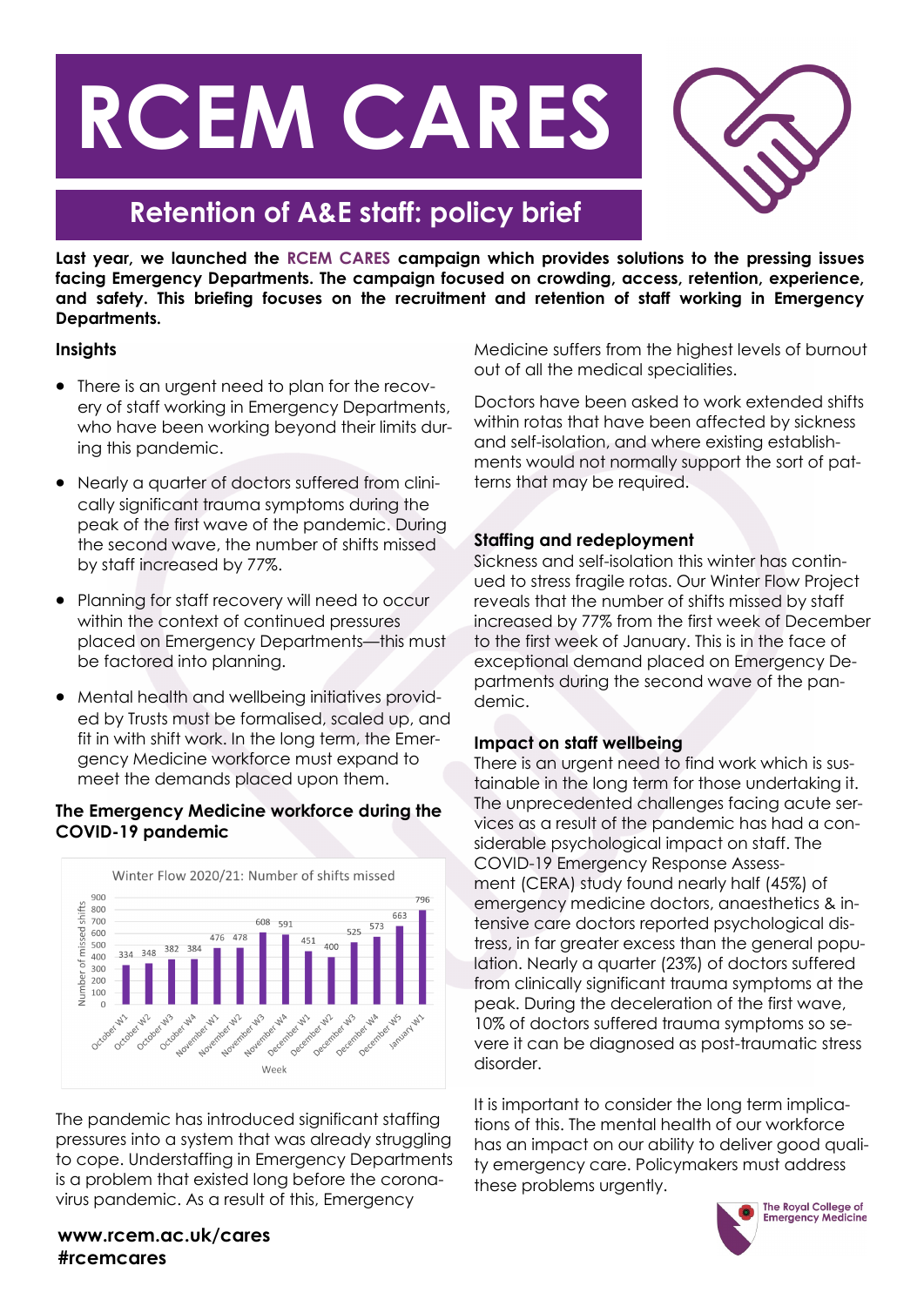# RCEM CARES

## Retention of A&E staff: policy brief

**Last year, we launched the RCEM CARES campaign which provides solutions to the pressing issues facing Emergency Departments. The campaign focused on crowding, access, retention, experience, and safety. This briefing focuses on the recruitment and retention of staff working in Emergency Departments.**

### Insights

- There is an urgent need to plan for the recovery of staff working in Emergency Departments, who have been working beyond their limits during this pandemic.
- Nearly a quarter of doctors suffered from clinically significant trauma symptoms during the peak of the first wave of the pandemic. During the second wave, the number of shifts missed by staff increased by 77%.
- Planning for staff recovery will need to occur within the context of continued pressures placed on Emergency Departments—this must be factored into planning.
- Mental health and wellbeing initiatives provided by Trusts must be formalised, scaled up, and fit in with shift work. In the long term, the Emergency Medicine workforce must expand to meet the demands placed upon them.

### The Emergency Medicine workforce during the COVID-19 pandemic

Winter Flow 2020/21: Number of shifts missed

| Week | Number of missed shifts |
|---|---|
| October W1 | 334 |
| October W2 | 348 |
| October W3 | 382 |
| October W4 | 384 |
| November W1 | 476 |
| November W2 | 478 |
| November W3 | 608 |
| November W4 | 591 |
| December W1 | 451 |
| December W2 | 400 |
| December W3 | 525 |
| December W4 | 573 |
| December W5 | 663 |
| January W1 | 796 |

The pandemic has introduced significant staffing pressures into a system that was already struggling to cope. Understaffing in Emergency Departments is a problem that existed long before the coronavirus pandemic. As a result of this, Emergency Medicine suffers from the highest levels of burnout out of all the medical specialities.

Doctors have been asked to work extended shifts within rotas that have been affected by sickness and self-isolation, and where existing establishments would not normally support the sort of patterns that may be required.

### Staffing and redeployment

Sickness and self-isolation this winter has continued to stress fragile rotas. Our Winter Flow Project reveals that the number of shifts missed by staff increased by 77% from the first week of December to the first week of January. This is in the face of exceptional demand placed on Emergency Departments during the second wave of the pandemic.

### Impact on staff wellbeing

There is an urgent need to find work which is sustainable in the long term for those undertaking it. The unprecedented challenges facing acute services as a result of the pandemic has had a considerable psychological impact on staff. The COVID-19 Emergency Response Assessment (CERA) study found nearly half (45%) of emergency medicine doctors, anaesthetics & intensive care doctors reported psychological distress, in far greater excess than the general population. Nearly a quarter (23%) of doctors suffered from clinically significant trauma symptoms at the peak. During the deceleration of the first wave, 10% of doctors suffered trauma symptoms so severe it can be diagnosed as post-traumatic stress disorder.

It is important to consider the long term implications of this. The mental health of our workforce has an impact on our ability to deliver good quality emergency care. Policymakers must address these problems urgently.

**www.rcem.ac.uk/cares**
**#rcemcares**

The Royal College of Emergency Medicine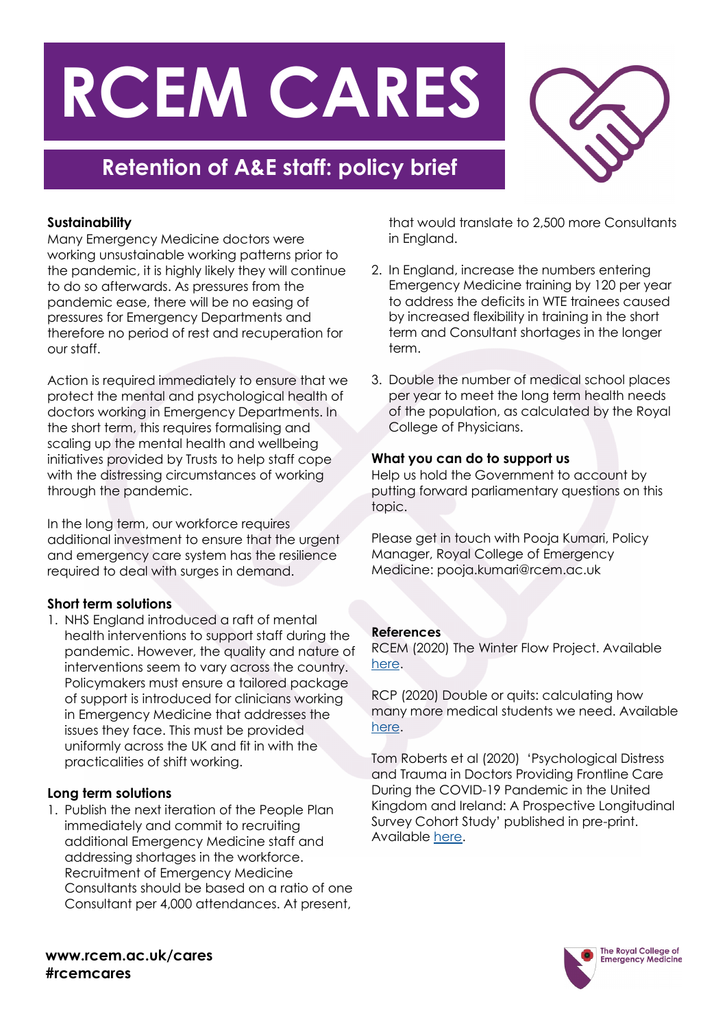# RCEM CARES

## Retention of A&E staff: policy brief

**Sustainability**

Many Emergency Medicine doctors were working unsustainable working patterns prior to the pandemic, it is highly likely they will continue to do so afterwards. As pressures from the pandemic ease, there will be no easing of pressures for Emergency Departments and therefore no period of rest and recuperation for our staff.

Action is required immediately to ensure that we protect the mental and psychological health of doctors working in Emergency Departments. In the short term, this requires formalising and scaling up the mental health and wellbeing initiatives provided by Trusts to help staff cope with the distressing circumstances of working through the pandemic.

In the long term, our workforce requires additional investment to ensure that the urgent and emergency care system has the resilience required to deal with surges in demand.

**Short term solutions**

1. NHS England introduced a raft of mental health interventions to support staff during the pandemic. However, the quality and nature of interventions seem to vary across the country. Policymakers must ensure a tailored package of support is introduced for clinicians working in Emergency Medicine that addresses the issues they face. This must be provided uniformly across the UK and fit in with the practicalities of shift working.

**Long term solutions**

1. Publish the next iteration of the People Plan immediately and commit to recruiting additional Emergency Medicine staff and addressing shortages in the workforce. Recruitment of Emergency Medicine Consultants should be based on a ratio of one Consultant per 4,000 attendances. At present, that would translate to 2,500 more Consultants in England.
2. In England, increase the numbers entering Emergency Medicine training by 120 per year to address the deficits in WTE trainees caused by increased flexibility in training in the short term and Consultant shortages in the longer term.
3. Double the number of medical school places per year to meet the long term health needs of the population, as calculated by the Royal College of Physicians.

**What you can do to support us**

Help us hold the Government to account by putting forward parliamentary questions on this topic.

Please get in touch with Pooja Kumari, Policy Manager, Royal College of Emergency Medicine: pooja.kumari@rcem.ac.uk

**References**

RCEM (2020) The Winter Flow Project. Available here.

RCP (2020) Double or quits: calculating how many more medical students we need. Available here.

Tom Roberts et al (2020) 'Psychological Distress and Trauma in Doctors Providing Frontline Care During the COVID-19 Pandemic in the United Kingdom and Ireland: A Prospective Longitudinal Survey Cohort Study' published in pre-print. Available here.

**www.rcem.ac.uk/cares**
**#rcemcares**

The Royal College of Emergency Medicine